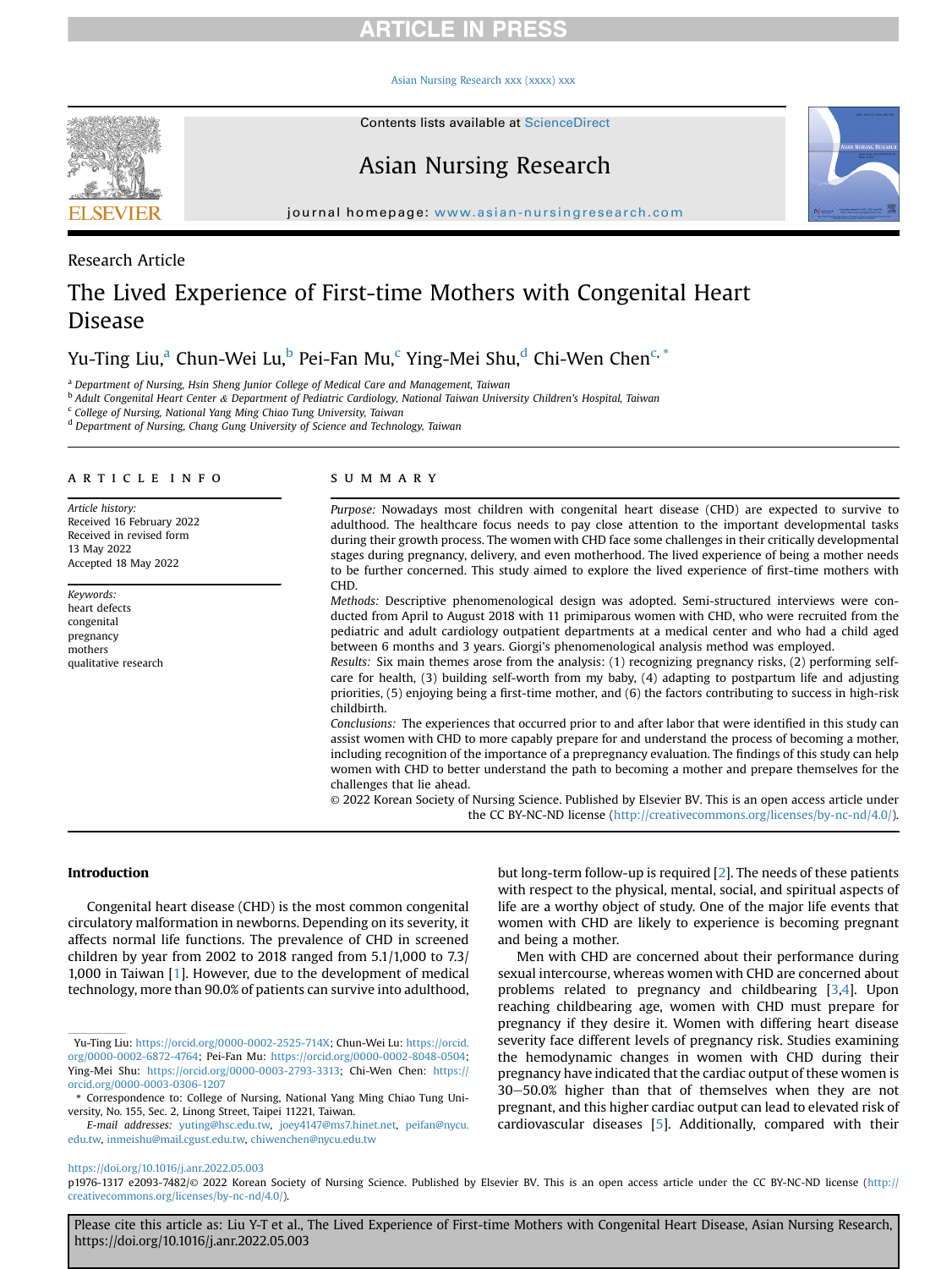Research Article

# The Lived Experience of First-time Mothers with Congenital Heart Disease

Yu-Ting Liu,[a] Chun-Wei Lu,[b] Pei-Fan Mu,[c] Ying-Mei Shu,[d] Chi-Wen Chen[c,*]

[a] Department of Nursing, Hsin Sheng Junior College of Medical Care and Management, Taiwan

[b] Adult Congenital Heart Center & Department of Pediatric Cardiology, National Taiwan University Children's Hospital, Taiwan

[c] College of Nursing, National Yang Ming Chiao Tung University, Taiwan

[d] Department of Nursing, Chang Gung University of Science and Technology, Taiwan

## ARTICLE INFO

*Article history:*
Received 16 February 2022
Received in revised form 13 May 2022
Accepted 18 May 2022

*Keywords:*
heart defects
congenital
pregnancy
mothers
qualitative research

## SUMMARY

*Purpose:* Nowadays most children with congenital heart disease (CHD) are expected to survive to adulthood. The healthcare focus needs to pay close attention to the important developmental tasks during their growth process. The women with CHD face some challenges in their critically developmental stages during pregnancy, delivery, and even motherhood. The lived experience of being a mother needs to be further concerned. This study aimed to explore the lived experience of first-time mothers with CHD.

*Methods:* Descriptive phenomenological design was adopted. Semi-structured interviews were conducted from April to August 2018 with 11 primiparous women with CHD, who were recruited from the pediatric and adult cardiology outpatient departments at a medical center and who had a child aged between 6 months and 3 years. Giorgi's phenomenological analysis method was employed.

*Results:* Six main themes arose from the analysis: (1) recognizing pregnancy risks, (2) performing self-care for health, (3) building self-worth from my baby, (4) adapting to postpartum life and adjusting priorities, (5) enjoying being a first-time mother, and (6) the factors contributing to success in high-risk childbirth.

*Conclusions:* The experiences that occurred prior to and after labor that were identified in this study can assist women with CHD to more capably prepare for and understand the process of becoming a mother, including recognition of the importance of a prepregnancy evaluation. The findings of this study can help women with CHD to better understand the path to becoming a mother and prepare themselves for the challenges that lie ahead.

© 2022 Korean Society of Nursing Science. Published by Elsevier BV. This is an open access article under the CC BY-NC-ND license (http://creativecommons.org/licenses/by-nc-nd/4.0/).

## Introduction

Congenital heart disease (CHD) is the most common congenital circulatory malformation in newborns. Depending on its severity, it affects normal life functions. The prevalence of CHD in screened children by year from 2002 to 2018 ranged from 5.1/1,000 to 7.3/1,000 in Taiwan [1]. However, due to the development of medical technology, more than 90.0% of patients can survive into adulthood, but long-term follow-up is required [2]. The needs of these patients with respect to the physical, mental, social, and spiritual aspects of life are a worthy object of study. One of the major life events that women with CHD are likely to experience is becoming pregnant and being a mother.

Men with CHD are concerned about their performance during sexual intercourse, whereas women with CHD are concerned about problems related to pregnancy and childbearing [3,4]. Upon reaching childbearing age, women with CHD must prepare for pregnancy if they desire it. Women with differing heart disease severity face different levels of pregnancy risk. Studies examining the hemodynamic changes in women with CHD during their pregnancy have indicated that the cardiac output of these women is 30–50.0% higher than that of themselves when they are not pregnant, and this higher cardiac output can lead to elevated risk of cardiovascular diseases [5]. Additionally, compared with their

---

Yu-Ting Liu: https://orcid.org/0000-0002-2525-714X; Chun-Wei Lu: https://orcid.org/0000-0002-6872-4764; Pei-Fan Mu: https://orcid.org/0000-0002-8048-0504; Ying-Mei Shu: https://orcid.org/0000-0003-2793-3313; Chi-Wen Chen: https://orcid.org/0000-0003-0306-1207

\* Correspondence to: College of Nursing, National Yang Ming Chiao Tung University, No. 155, Sec. 2, Linong Street, Taipei 11221, Taiwan.

*E-mail addresses:* yuting@hsc.edu.tw, joey4147@ms7.hinet.net, peifan@nycu.edu.tw, inmeishu@mail.cgust.edu.tw, chiwenchen@nycu.edu.tw

https://doi.org/10.1016/j.anr.2022.05.003

p1976-1317 e2093-7482/© 2022 Korean Society of Nursing Science. Published by Elsevier BV. This is an open access article under the CC BY-NC-ND license (http://creativecommons.org/licenses/by-nc-nd/4.0/).

Please cite this article as: Liu Y-T et al., The Lived Experience of First-time Mothers with Congenital Heart Disease, Asian Nursing Research, https://doi.org/10.1016/j.anr.2022.05.003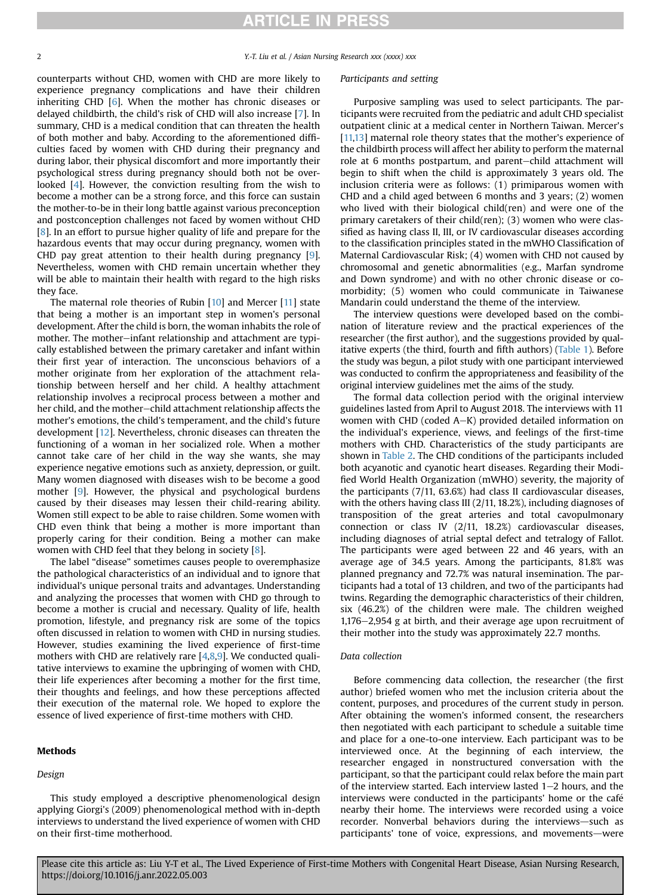counterparts without CHD, women with CHD are more likely to experience pregnancy complications and have their children inheriting CHD [6]. When the mother has chronic diseases or delayed childbirth, the child's risk of CHD will also increase [7]. In summary, CHD is a medical condition that can threaten the health of both mother and baby. According to the aforementioned difficulties faced by women with CHD during their pregnancy and during labor, their physical discomfort and more importantly their psychological stress during pregnancy should both not be overlooked [4]. However, the conviction resulting from the wish to become a mother can be a strong force, and this force can sustain the mother-to-be in their long battle against various preconception and postconception challenges not faced by women without CHD [8]. In an effort to pursue higher quality of life and prepare for the hazardous events that may occur during pregnancy, women with CHD pay great attention to their health during pregnancy [9]. Nevertheless, women with CHD remain uncertain whether they will be able to maintain their health with regard to the high risks they face.

The maternal role theories of Rubin [10] and Mercer [11] state that being a mother is an important step in women's personal development. After the child is born, the woman inhabits the role of mother. The mother–infant relationship and attachment are typically established between the primary caretaker and infant within their first year of interaction. The unconscious behaviors of a mother originate from her exploration of the attachment relationship between herself and her child. A healthy attachment relationship involves a reciprocal process between a mother and her child, and the mother–child attachment relationship affects the mother's emotions, the child's temperament, and the child's future development [12]. Nevertheless, chronic diseases can threaten the functioning of a woman in her socialized role. When a mother cannot take care of her child in the way she wants, she may experience negative emotions such as anxiety, depression, or guilt. Many women diagnosed with diseases wish to be become a good mother [9]. However, the physical and psychological burdens caused by their diseases may lessen their child-rearing ability. Women still expect to be able to raise children. Some women with CHD even think that being a mother is more important than properly caring for their condition. Being a mother can make women with CHD feel that they belong in society [8].

The label "disease" sometimes causes people to overemphasize the pathological characteristics of an individual and to ignore that individual's unique personal traits and advantages. Understanding and analyzing the processes that women with CHD go through to become a mother is crucial and necessary. Quality of life, health promotion, lifestyle, and pregnancy risk are some of the topics often discussed in relation to women with CHD in nursing studies. However, studies examining the lived experience of first-time mothers with CHD are relatively rare [4,8,9]. We conducted qualitative interviews to examine the upbringing of women with CHD, their life experiences after becoming a mother for the first time, their thoughts and feelings, and how these perceptions affected their execution of the maternal role. We hoped to explore the essence of lived experience of first-time mothers with CHD.

## Methods

### *Design*

This study employed a descriptive phenomenological design applying Giorgi's (2009) phenomenological method with in-depth interviews to understand the lived experience of women with CHD on their first-time motherhood.

### *Participants and setting*

Purposive sampling was used to select participants. The participants were recruited from the pediatric and adult CHD specialist outpatient clinic at a medical center in Northern Taiwan. Mercer's [11,13] maternal role theory states that the mother's experience of the childbirth process will affect her ability to perform the maternal role at 6 months postpartum, and parent–child attachment will begin to shift when the child is approximately 3 years old. The inclusion criteria were as follows: (1) primiparous women with CHD and a child aged between 6 months and 3 years; (2) women who lived with their biological child(ren) and were one of the primary caretakers of their child(ren); (3) women who were classified as having class II, III, or IV cardiovascular diseases according to the classification principles stated in the mWHO Classification of Maternal Cardiovascular Risk; (4) women with CHD not caused by chromosomal and genetic abnormalities (e.g., Marfan syndrome and Down syndrome) and with no other chronic disease or comorbidity; (5) women who could communicate in Taiwanese Mandarin could understand the theme of the interview.

The interview questions were developed based on the combination of literature review and the practical experiences of the researcher (the first author), and the suggestions provided by qualitative experts (the third, fourth and fifth authors) (Table 1). Before the study was begun, a pilot study with one participant interviewed was conducted to confirm the appropriateness and feasibility of the original interview guidelines met the aims of the study.

The formal data collection period with the original interview guidelines lasted from April to August 2018. The interviews with 11 women with CHD (coded A–K) provided detailed information on the individual's experience, views, and feelings of the first-time mothers with CHD. Characteristics of the study participants are shown in Table 2. The CHD conditions of the participants included both acyanotic and cyanotic heart diseases. Regarding their Modified World Health Organization (mWHO) severity, the majority of the participants (7/11, 63.6%) had class II cardiovascular diseases, with the others having class III (2/11, 18.2%), including diagnoses of transposition of the great arteries and total cavopulmonary connection or class IV (2/11, 18.2%) cardiovascular diseases, including diagnoses of atrial septal defect and tetralogy of Fallot. The participants were aged between 22 and 46 years, with an average age of 34.5 years. Among the participants, 81.8% was planned pregnancy and 72.7% was natural insemination. The participants had a total of 13 children, and two of the participants had twins. Regarding the demographic characteristics of their children, six (46.2%) of the children were male. The children weighed 1,176–2,954 g at birth, and their average age upon recruitment of their mother into the study was approximately 22.7 months.

### *Data collection*

Before commencing data collection, the researcher (the first author) briefed women who met the inclusion criteria about the content, purposes, and procedures of the current study in person. After obtaining the women's informed consent, the researchers then negotiated with each participant to schedule a suitable time and place for a one-to-one interview. Each participant was to be interviewed once. At the beginning of each interview, the researcher engaged in nonstructured conversation with the participant, so that the participant could relax before the main part of the interview started. Each interview lasted 1–2 hours, and the interviews were conducted in the participants' home or the café nearby their home. The interviews were recorded using a voice recorder. Nonverbal behaviors during the interviews—such as participants' tone of voice, expressions, and movements—were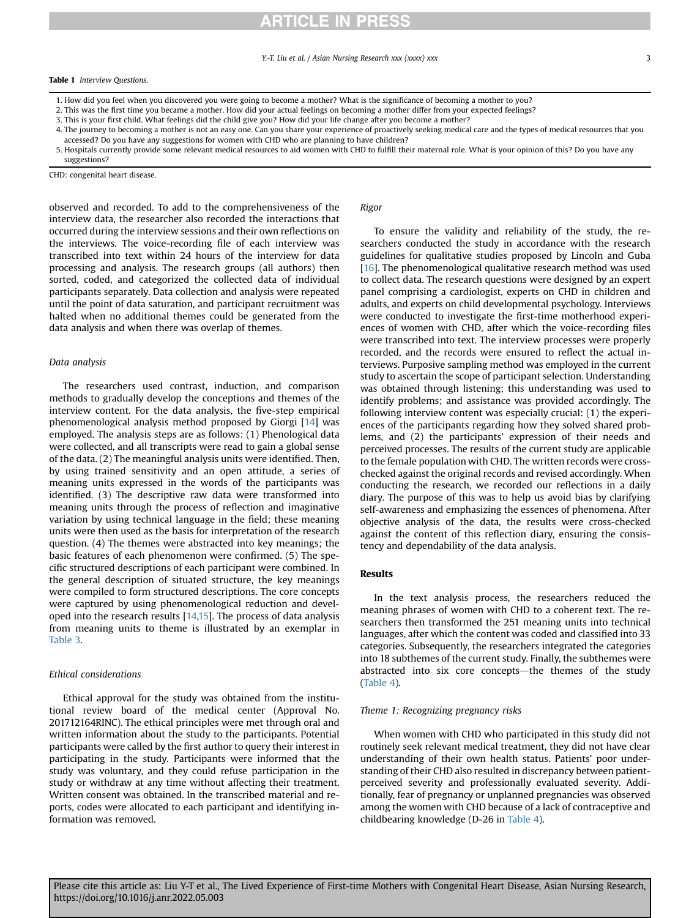**Table 1** Interview Questions.

1. How did you feel when you discovered you were going to become a mother? What is the significance of becoming a mother to you?
2. This was the first time you became a mother. How did your actual feelings on becoming a mother differ from your expected feelings?
3. This is your first child. What feelings did the child give you? How did your life change after you become a mother?
4. The journey to becoming a mother is not an easy one. Can you share your experience of proactively seeking medical care and the types of medical resources that you accessed? Do you have any suggestions for women with CHD who are planning to have children?
5. Hospitals currently provide some relevant medical resources to aid women with CHD to fulfill their maternal role. What is your opinion of this? Do you have any suggestions?

CHD: congenital heart disease.

observed and recorded. To add to the comprehensiveness of the interview data, the researcher also recorded the interactions that occurred during the interview sessions and their own reflections on the interviews. The voice-recording file of each interview was transcribed into text within 24 hours of the interview for data processing and analysis. The research groups (all authors) then sorted, coded, and categorized the collected data of individual participants separately. Data collection and analysis were repeated until the point of data saturation, and participant recruitment was halted when no additional themes could be generated from the data analysis and when there was overlap of themes.

### Data analysis

The researchers used contrast, induction, and comparison methods to gradually develop the conceptions and themes of the interview content. For the data analysis, the five-step empirical phenomenological analysis method proposed by Giorgi [14] was employed. The analysis steps are as follows: (1) Phenological data were collected, and all transcripts were read to gain a global sense of the data. (2) The meaningful analysis units were identified. Then, by using trained sensitivity and an open attitude, a series of meaning units expressed in the words of the participants was identified. (3) The descriptive raw data were transformed into meaning units through the process of reflection and imaginative variation by using technical language in the field; these meaning units were then used as the basis for interpretation of the research question. (4) The themes were abstracted into key meanings; the basic features of each phenomenon were confirmed. (5) The specific structured descriptions of each participant were combined. In the general description of situated structure, the key meanings were compiled to form structured descriptions. The core concepts were captured by using phenomenological reduction and developed into the research results [14,15]. The process of data analysis from meaning units to theme is illustrated by an exemplar in Table 3.

### Ethical considerations

Ethical approval for the study was obtained from the institutional review board of the medical center (Approval No. 201712164RINC). The ethical principles were met through oral and written information about the study to the participants. Potential participants were called by the first author to query their interest in participating in the study. Participants were informed that the study was voluntary, and they could refuse participation in the study or withdraw at any time without affecting their treatment. Written consent was obtained. In the transcribed material and reports, codes were allocated to each participant and identifying information was removed.

### Rigor

To ensure the validity and reliability of the study, the researchers conducted the study in accordance with the research guidelines for qualitative studies proposed by Lincoln and Guba [16]. The phenomenological qualitative research method was used to collect data. The research questions were designed by an expert panel comprising a cardiologist, experts on CHD in children and adults, and experts on child developmental psychology. Interviews were conducted to investigate the first-time motherhood experiences of women with CHD, after which the voice-recording files were transcribed into text. The interview processes were properly recorded, and the records were ensured to reflect the actual interviews. Purposive sampling method was employed in the current study to ascertain the scope of participant selection. Understanding was obtained through listening; this understanding was used to identify problems; and assistance was provided accordingly. The following interview content was especially crucial: (1) the experiences of the participants regarding how they solved shared problems, and (2) the participants' expression of their needs and perceived processes. The results of the current study are applicable to the female population with CHD. The written records were cross-checked against the original records and revised accordingly. When conducting the research, we recorded our reflections in a daily diary. The purpose of this was to help us avoid bias by clarifying self-awareness and emphasizing the essences of phenomena. After objective analysis of the data, the results were cross-checked against the content of this reflection diary, ensuring the consistency and dependability of the data analysis.

## Results

In the text analysis process, the researchers reduced the meaning phrases of women with CHD to a coherent text. The researchers then transformed the 251 meaning units into technical languages, after which the content was coded and classified into 33 categories. Subsequently, the researchers integrated the categories into 18 subthemes of the current study. Finally, the subthemes were abstracted into six core concepts—the themes of the study (Table 4).

### Theme 1: Recognizing pregnancy risks

When women with CHD who participated in this study did not routinely seek relevant medical treatment, they did not have clear understanding of their own health status. Patients' poor understanding of their CHD also resulted in discrepancy between patient-perceived severity and professionally evaluated severity. Additionally, fear of pregnancy or unplanned pregnancies was observed among the women with CHD because of a lack of contraceptive and childbearing knowledge (D-26 in Table 4).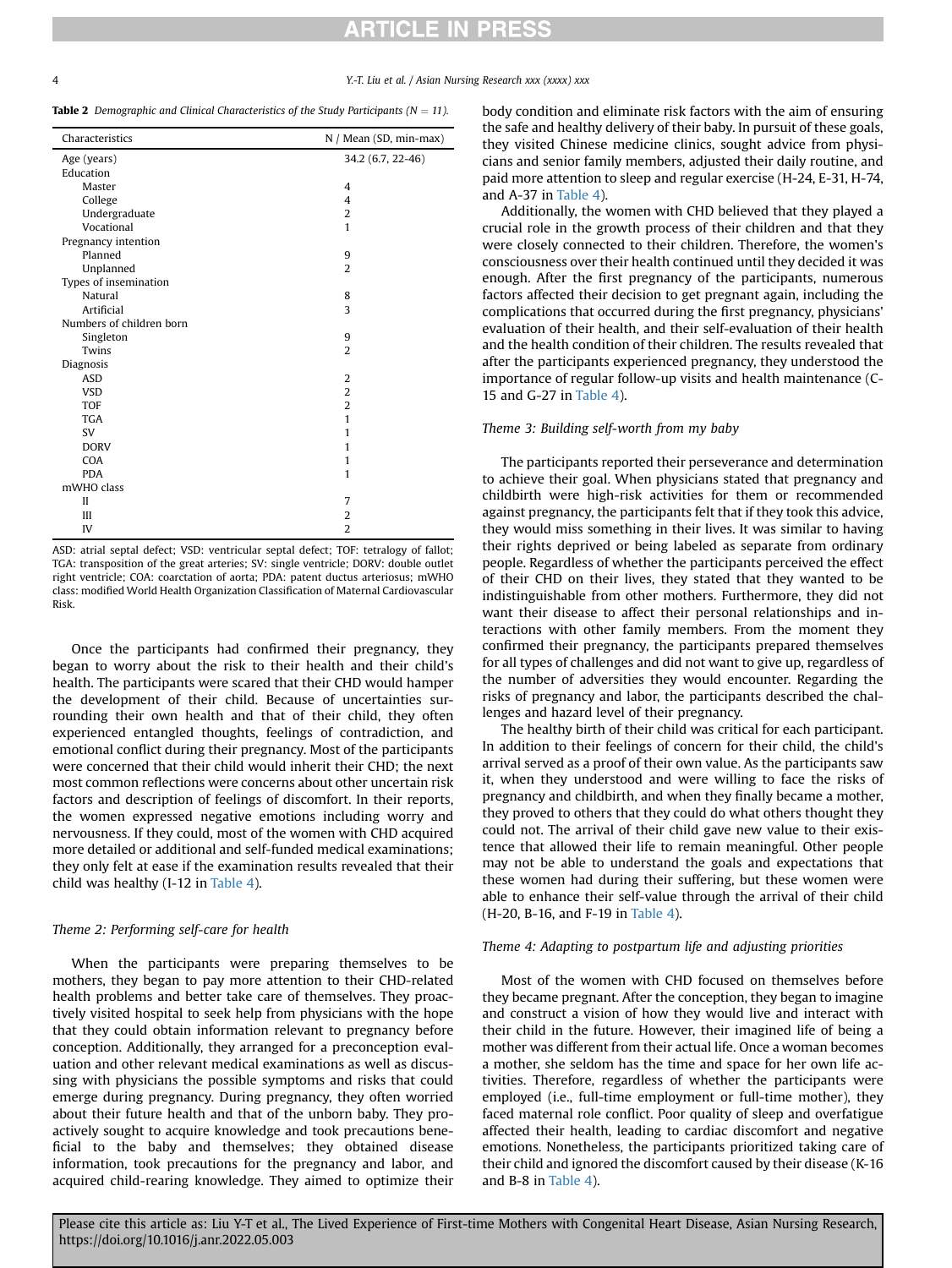**Table 2** *Demographic and Clinical Characteristics of the Study Participants (N = 11).*

| Characteristics | N / Mean (SD, min-max) |
| --- | --- |
| Age (years) | 34.2 (6.7, 22-46) |
| Education | |
| Master | 4 |
| College | 4 |
| Undergraduate | 2 |
| Vocational | 1 |
| Pregnancy intention | |
| Planned | 9 |
| Unplanned | 2 |
| Types of insemination | |
| Natural | 8 |
| Artificial | 3 |
| Numbers of children born | |
| Singleton | 9 |
| Twins | 2 |
| Diagnosis | |
| ASD | 2 |
| VSD | 2 |
| TOF | 2 |
| TGA | 1 |
| SV | 1 |
| DORV | 1 |
| COA | 1 |
| PDA | 1 |
| mWHO class | |
| II | 7 |
| III | 2 |
| IV | 2 |

ASD: atrial septal defect; VSD: ventricular septal defect; TOF: tetralogy of fallot; TGA: transposition of the great arteries; SV: single ventricle; DORV: double outlet right ventricle; COA: coarctation of aorta; PDA: patent ductus arteriosus; mWHO class: modified World Health Organization Classification of Maternal Cardiovascular Risk.

Once the participants had confirmed their pregnancy, they began to worry about the risk to their health and their child's health. The participants were scared that their CHD would hamper the development of their child. Because of uncertainties surrounding their own health and that of their child, they often experienced entangled thoughts, feelings of contradiction, and emotional conflict during their pregnancy. Most of the participants were concerned that their child would inherit their CHD; the next most common reflections were concerns about other uncertain risk factors and description of feelings of discomfort. In their reports, the women expressed negative emotions including worry and nervousness. If they could, most of the women with CHD acquired more detailed or additional and self-funded medical examinations; they only felt at ease if the examination results revealed that their child was healthy (I-12 in Table 4).

*Theme 2: Performing self-care for health*

When the participants were preparing themselves to be mothers, they began to pay more attention to their CHD-related health problems and better take care of themselves. They proactively visited hospital to seek help from physicians with the hope that they could obtain information relevant to pregnancy before conception. Additionally, they arranged for a preconception evaluation and other relevant medical examinations as well as discussing with physicians the possible symptoms and risks that could emerge during pregnancy. During pregnancy, they often worried about their future health and that of the unborn baby. They proactively sought to acquire knowledge and took precautions beneficial to the baby and themselves; they obtained disease information, took precautions for the pregnancy and labor, and acquired child-rearing knowledge. They aimed to optimize their body condition and eliminate risk factors with the aim of ensuring the safe and healthy delivery of their baby. In pursuit of these goals, they visited Chinese medicine clinics, sought advice from physicians and senior family members, adjusted their daily routine, and paid more attention to sleep and regular exercise (H-24, E-31, H-74, and A-37 in Table 4).

Additionally, the women with CHD believed that they played a crucial role in the growth process of their children and that they were closely connected to their children. Therefore, the women's consciousness over their health continued until they decided it was enough. After the first pregnancy of the participants, numerous factors affected their decision to get pregnant again, including the complications that occurred during the first pregnancy, physicians' evaluation of their health, and their self-evaluation of their health and the health condition of their children. The results revealed that after the participants experienced pregnancy, they understood the importance of regular follow-up visits and health maintenance (C-15 and G-27 in Table 4).

*Theme 3: Building self-worth from my baby*

The participants reported their perseverance and determination to achieve their goal. When physicians stated that pregnancy and childbirth were high-risk activities for them or recommended against pregnancy, the participants felt that if they took this advice, they would miss something in their lives. It was similar to having their rights deprived or being labeled as separate from ordinary people. Regardless of whether the participants perceived the effect of their CHD on their lives, they stated that they wanted to be indistinguishable from other mothers. Furthermore, they did not want their disease to affect their personal relationships and interactions with other family members. From the moment they confirmed their pregnancy, the participants prepared themselves for all types of challenges and did not want to give up, regardless of the number of adversities they would encounter. Regarding the risks of pregnancy and labor, the participants described the challenges and hazard level of their pregnancy.

The healthy birth of their child was critical for each participant. In addition to their feelings of concern for their child, the child's arrival served as a proof of their own value. As the participants saw it, when they understood and were willing to face the risks of pregnancy and childbirth, and when they finally became a mother, they proved to others that they could do what others thought they could not. The arrival of their child gave new value to their existence that allowed their life to remain meaningful. Other people may not be able to understand the goals and expectations that these women had during their suffering, but these women were able to enhance their self-value through the arrival of their child (H-20, B-16, and F-19 in Table 4).

*Theme 4: Adapting to postpartum life and adjusting priorities*

Most of the women with CHD focused on themselves before they became pregnant. After the conception, they began to imagine and construct a vision of how they would live and interact with their child in the future. However, their imagined life of being a mother was different from their actual life. Once a woman becomes a mother, she seldom has the time and space for her own life activities. Therefore, regardless of whether the participants were employed (i.e., full-time employment or full-time mother), they faced maternal role conflict. Poor quality of sleep and overfatigue affected their health, leading to cardiac discomfort and negative emotions. Nonetheless, the participants prioritized taking care of their child and ignored the discomfort caused by their disease (K-16 and B-8 in Table 4).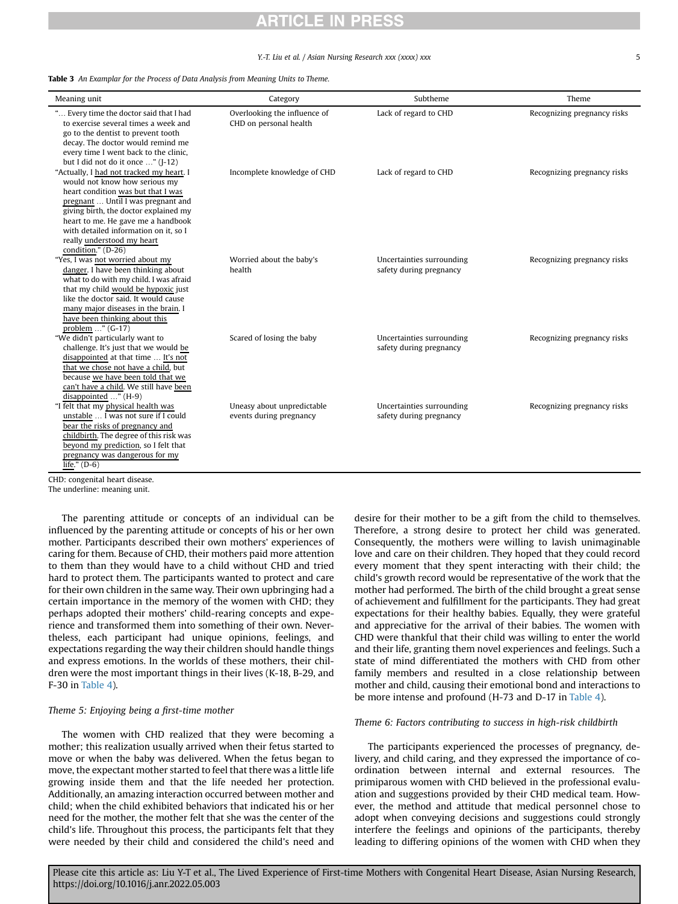**Table 3** An Examplar for the Process of Data Analysis from Meaning Units to Theme.

| Meaning unit | Category | Subtheme | Theme |
|---|---|---|---|
| "… Every time the doctor said that I had to exercise several times a week and go to the dentist to prevent tooth decay. The doctor would remind me every time I went back to the clinic, but I did not do it once …" (J-12) | Overlooking the influence of CHD on personal health | Lack of regard to CHD | Recognizing pregnancy risks |
| "Actually, I had not tracked my heart. I would not know how serious my heart condition was but that I was pregnant … Until I was pregnant and giving birth, the doctor explained my heart to me. He gave me a handbook with detailed information on it, so I really understood my heart condition." (D-26) | Incomplete knowledge of CHD | Lack of regard to CHD | Recognizing pregnancy risks |
| "Yes, I was not worried about my danger. I have been thinking about what to do with my child. I was afraid that my child would be hypoxic just like the doctor said. It would cause many major diseases in the brain. I have been thinking about this problem …" (G-17) | Worried about the baby's health | Uncertainties surrounding safety during pregnancy | Recognizing pregnancy risks |
| "We didn't particularly want to challenge. It's just that we would be disappointed at that time … It's not that we chose not have a child, but because we have been told that we can't have a child. We still have been disappointed …" (H-9) | Scared of losing the baby | Uncertainties surrounding safety during pregnancy | Recognizing pregnancy risks |
| "I felt that my physical health was unstable … I was not sure if I could bear the risks of pregnancy and childbirth. The degree of this risk was beyond my prediction, so I felt that pregnancy was dangerous for my life." (D-6) | Uneasy about unpredictable events during pregnancy | Uncertainties surrounding safety during pregnancy | Recognizing pregnancy risks |

CHD: congenital heart disease.
The underline: meaning unit.

The parenting attitude or concepts of an individual can be influenced by the parenting attitude or concepts of his or her own mother. Participants described their own mothers' experiences of caring for them. Because of CHD, their mothers paid more attention to them than they would have to a child without CHD and tried hard to protect them. The participants wanted to protect and care for their own children in the same way. Their own upbringing had a certain importance in the memory of the women with CHD; they perhaps adopted their mothers' child-rearing concepts and experience and transformed them into something of their own. Nevertheless, each participant had unique opinions, feelings, and expectations regarding the way their children should handle things and express emotions. In the worlds of these mothers, their children were the most important things in their lives (K-18, B-29, and F-30 in Table 4).

*Theme 5: Enjoying being a first-time mother*

The women with CHD realized that they were becoming a mother; this realization usually arrived when their fetus started to move or when the baby was delivered. When the fetus began to move, the expectant mother started to feel that there was a little life growing inside them and that the life needed her protection. Additionally, an amazing interaction occurred between mother and child; when the child exhibited behaviors that indicated his or her need for the mother, the mother felt that she was the center of the child's life. Throughout this process, the participants felt that they were needed by their child and considered the child's need and desire for their mother to be a gift from the child to themselves. Therefore, a strong desire to protect her child was generated. Consequently, the mothers were willing to lavish unimaginable love and care on their children. They hoped that they could record every moment that they spent interacting with their child; the child's growth record would be representative of the work that the mother had performed. The birth of the child brought a great sense of achievement and fulfillment for the participants. They had great expectations for their healthy babies. Equally, they were grateful and appreciative for the arrival of their babies. The women with CHD were thankful that their child was willing to enter the world and their life, granting them novel experiences and feelings. Such a state of mind differentiated the mothers with CHD from other family members and resulted in a close relationship between mother and child, causing their emotional bond and interactions to be more intense and profound (H-73 and D-17 in Table 4).

*Theme 6: Factors contributing to success in high-risk childbirth*

The participants experienced the processes of pregnancy, delivery, and child caring, and they expressed the importance of coordination between internal and external resources. The primiparous women with CHD believed in the professional evaluation and suggestions provided by their CHD medical team. However, the method and attitude that medical personnel chose to adopt when conveying decisions and suggestions could strongly interfere the feelings and opinions of the participants, thereby leading to differing opinions of the women with CHD when they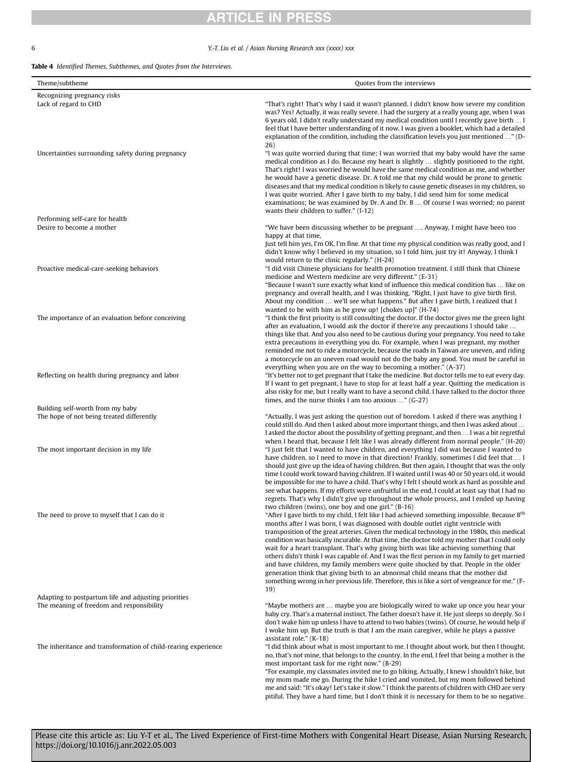**Table 4** Identified Themes, Subthemes, and Quotes from the Interviews.

| Theme/subtheme | Quotes from the interviews |
|---|---|
| Recognizing pregnancy risks | |
| Lack of regard to CHD | "That's right! That's why I said it wasn't planned. I didn't know how severe my condition was? Yes! Actually, it was really severe. I had the surgery at a really young age, when I was 6 years old. I didn't really understand my medical condition until I recently gave birth … I feel that I have better understanding of it now. I was given a booklet, which had a detailed explanation of the condition, including the classification levels you just mentioned …" (D-26) |
| Uncertainties surrounding safety during pregnancy | "I was quite worried during that time; I was worried that my baby would have the same medical condition as I do. Because my heart is slightly … slightly positioned to the right. That's right! I was worried he would have the same medical condition as me, and whether he would have a genetic disease. Dr. A told me that my child would be prone to genetic diseases and that my medical condition is likely to cause genetic diseases in my children, so I was quite worried. After I gave birth to my baby, I did send him for some medical examinations; he was examined by Dr. A and Dr. B … Of course I was worried; no parent wants their children to suffer." (I-12) |
| Performing self-care for health | |
| Desire to become a mother | "We have been discussing whether to be pregnant …. Anyway, I might have been too happy at that time, Just tell him yes, I'm OK, I'm fine. At that time my physical condition was really good, and I didn't know why I believed in my situation, so I told him, just try it! Anyway, I think I would return to the clinic regularly." (H-24) |
| Proactive medical-care-seeking behaviors | "I did visit Chinese physicians for health promotion treatment. I still think that Chinese medicine and Western medicine are very different." (E-31)<br>"Because I wasn't sure exactly what kind of influence this medical condition has … like on pregnancy and overall health, and I was thinking, "Right, I just have to give birth first. About my condition … we'll see what happens." But after I gave birth, I realized that I wanted to be with him as he grew up! [chokes up]" (H-74) |
| The importance of an evaluation before conceiving | "I think the first priority is still consulting the doctor. If the doctor gives me the green light after an evaluation, I would ask the doctor if there're any precautions I should take … things like that. And you also need to be cautious during your pregnancy. You need to take extra precautions in everything you do. For example, when I was pregnant, my mother reminded me not to ride a motorcycle, because the roads in Taiwan are uneven, and riding a motorcycle on an uneven road would not do the baby any good. You must be careful in everything when you are on the way to becoming a mother." (A-37) |
| Reflecting on health during pregnancy and labor | "It's better not to get pregnant that I take the medicine. But doctor tells me to eat every day. If I want to get pregnant, I have to stop for at least half a year. Quitting the medication is also risky for me, but I really want to have a second child. I have talked to the doctor three times, and the nurse thinks I am too anxious …" (G-27) |
| Building self-worth from my baby | |
| The hope of not being treated differently | "Actually, I was just asking the question out of boredom. I asked if there was anything I could still do. And then I asked about more important things, and then I was asked about … I asked the doctor about the possibility of getting pregnant, and then … I was a bit regretful when I heard that, because I felt like I was already different from normal people." (H-20) |
| The most important decision in my life | "I just felt that I wanted to have children, and everything I did was because I wanted to have children, so I need to move in that direction! Frankly, sometimes I did feel that … I should just give up the idea of having children. But then again, I thought that was the only time I could work toward having children. If I waited until I was 40 or 50 years old, it would be impossible for me to have a child. That's why I felt I should work as hard as possible and see what happens. If my efforts were unfruitful in the end, I could at least say that I had no regrets. That's why I didn't give up throughout the whole process, and I ended up having two children (twins), one boy and one girl." (B-16) |
| The need to prove to myself that I can do it | "After I gave birth to my child, I felt like I had achieved something impossible. Because 8th months after I was born, I was diagnosed with double outlet right ventricle with transposition of the great arteries. Given the medical technology in the 1980s, this medical condition was basically incurable. At that time, the doctor told my mother that I could only wait for a heart transplant. That's why giving birth was like achieving something that others didn't think I was capable of. And I was the first person in my family to get married and have children, my family members were quite shocked by that. People in the older generation think that giving birth to an abnormal child means that the mother did something wrong in her previous life. Therefore, this is like a sort of vengeance for me." (F-19) |
| Adapting to postpartum life and adjusting priorities | |
| The meaning of freedom and responsibility | "Maybe mothers are … maybe you are biologically wired to wake up once you hear your baby cry. That's a maternal instinct. The father doesn't have it. He just sleeps so deeply. So I don't wake him up unless I have to attend to two babies (twins). Of course, he would help if I woke him up. But the truth is that I am the main caregiver, while he plays a passive assistant role." (K-18) |
| The inheritance and transformation of child-rearing experience | "I did think about what is most important to me. I thought about work, but then I thought, no, that's not mine, that belongs to the country. In the end, I feel that being a mother is the most important task for me right now." (B-29)<br>"For example, my classmates invited me to go hiking. Actually, I knew I shouldn't hike, but my mom made me go. During the hike I cried and vomited, but my mom followed behind me and said: "It's okay! Let's take it slow." I think the parents of children with CHD are very pitiful. They have a hard time, but I don't think it is necessary for them to be so negative. |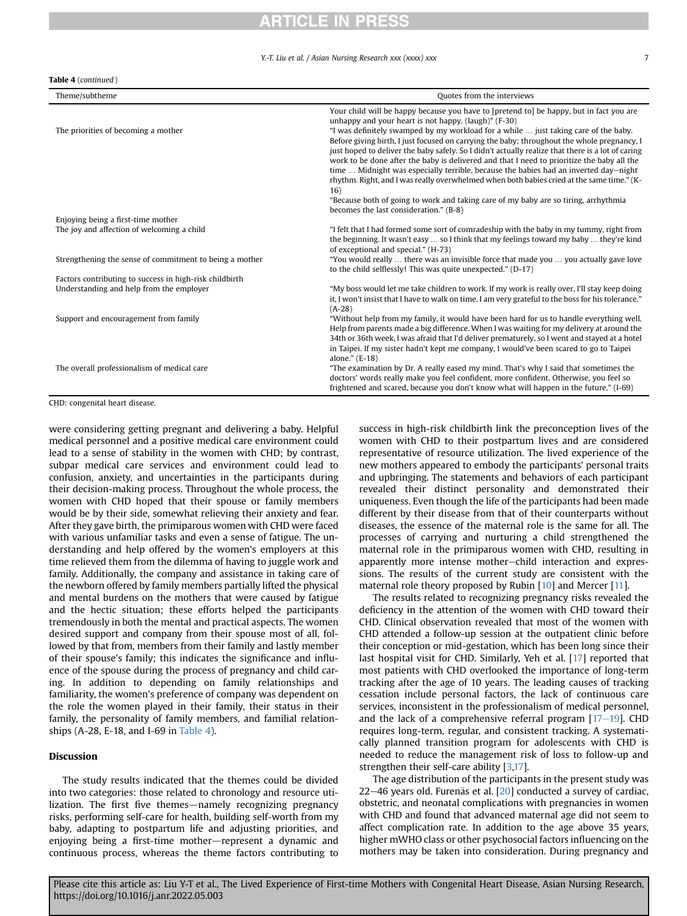**Table 4** (*continued*)

| Theme/subtheme | Quotes from the interviews |
|---|---|
| | Your child will be happy because you have to [pretend to] be happy, but in fact you are unhappy and your heart is not happy. (laugh)" (F-30) |
| The priorities of becoming a mother | "I was definitely swamped by my workload for a while … just taking care of the baby. Before giving birth, I just focused on carrying the baby; throughout the whole pregnancy, I just hoped to deliver the baby safely. So I didn't actually realize that there is a lot of caring work to be done after the baby is delivered and that I need to prioritize the baby all the time … Midnight was especially terrible, because the babies had an inverted day−night rhythm. Right, and I was really overwhelmed when both babies cried at the same time." (K-16) "Because both of going to work and taking care of my baby are so tiring, arrhythmia becomes the last consideration." (B-8) |
| Enjoying being a first-time mother | |
| The joy and affection of welcoming a child | "I felt that I had formed some sort of comradeship with the baby in my tummy, right from the beginning. It wasn't easy … so I think that my feelings toward my baby … they're kind of exceptional and special." (H-73) |
| Strengthening the sense of commitment to being a mother | "You would really … there was an invisible force that made you … you actually gave love to the child selflessly! This was quite unexpected." (D-17) |
| Factors contributing to success in high-risk childbirth | |
| Understanding and help from the employer | "My boss would let me take children to work. If my work is really over, I'll stay keep doing it, I won't insist that I have to walk on time. I am very grateful to the boss for his tolerance." (A-28) |
| Support and encouragement from family | "Without help from my family, it would have been hard for us to handle everything well. Help from parents made a big difference. When I was waiting for my delivery at around the 34th or 36th week, I was afraid that I'd deliver prematurely, so I went and stayed at a hotel in Taipei. If my sister hadn't kept me company, I would've been scared to go to Taipei alone." (E-18) |
| The overall professionalism of medical care | "The examination by Dr. A really eased my mind. That's why I said that sometimes the doctors' words really make you feel confident, more confident. Otherwise, you feel so frightened and scared, because you don't know what will happen in the future." (I-69) |

CHD: congenital heart disease.

were considering getting pregnant and delivering a baby. Helpful medical personnel and a positive medical care environment could lead to a sense of stability in the women with CHD; by contrast, subpar medical care services and environment could lead to confusion, anxiety, and uncertainties in the participants during their decision-making process. Throughout the whole process, the women with CHD hoped that their spouse or family members would be by their side, somewhat relieving their anxiety and fear. After they gave birth, the primiparous women with CHD were faced with various unfamiliar tasks and even a sense of fatigue. The understanding and help offered by the women's employers at this time relieved them from the dilemma of having to juggle work and family. Additionally, the company and assistance in taking care of the newborn offered by family members partially lifted the physical and mental burdens on the mothers that were caused by fatigue and the hectic situation; these efforts helped the participants tremendously in both the mental and practical aspects. The women desired support and company from their spouse most of all, followed by that from, members from their family and lastly member of their spouse's family; this indicates the significance and influence of the spouse during the process of pregnancy and child caring. In addition to depending on family relationships and familiarity, the women's preference of company was dependent on the role the women played in their family, their status in their family, the personality of family members, and familial relationships (A-28, E-18, and I-69 in Table 4).

## Discussion

The study results indicated that the themes could be divided into two categories: those related to chronology and resource utilization. The first five themes—namely recognizing pregnancy risks, performing self-care for health, building self-worth from my baby, adapting to postpartum life and adjusting priorities, and enjoying being a first-time mother—represent a dynamic and continuous process, whereas the theme factors contributing to success in high-risk childbirth link the preconception lives of the women with CHD to their postpartum lives and are considered representative of resource utilization. The lived experience of the new mothers appeared to embody the participants' personal traits and upbringing. The statements and behaviors of each participant revealed their distinct personality and demonstrated their uniqueness. Even though the life of the participants had been made different by their disease from that of their counterparts without diseases, the essence of the maternal role is the same for all. The processes of carrying and nurturing a child strengthened the maternal role in the primiparous women with CHD, resulting in apparently more intense mother−child interaction and expressions. The results of the current study are consistent with the maternal role theory proposed by Rubin [10] and Mercer [11].

The results related to recognizing pregnancy risks revealed the deficiency in the attention of the women with CHD toward their CHD. Clinical observation revealed that most of the women with CHD attended a follow-up session at the outpatient clinic before their conception or mid-gestation, which has been long since their last hospital visit for CHD. Similarly, Yeh et al. [17] reported that most patients with CHD overlooked the importance of long-term tracking after the age of 10 years. The leading causes of tracking cessation include personal factors, the lack of continuous care services, inconsistent in the professionalism of medical personnel, and the lack of a comprehensive referral program [17−19]. CHD requires long-term, regular, and consistent tracking. A systematically planned transition program for adolescents with CHD is needed to reduce the management risk of loss to follow-up and strengthen their self-care ability [3,17].

The age distribution of the participants in the present study was 22−46 years old. Furenäs et al. [20] conducted a survey of cardiac, obstetric, and neonatal complications with pregnancies in women with CHD and found that advanced maternal age did not seem to affect complication rate. In addition to the age above 35 years, higher mWHO class or other psychosocial factors influencing on the mothers may be taken into consideration. During pregnancy and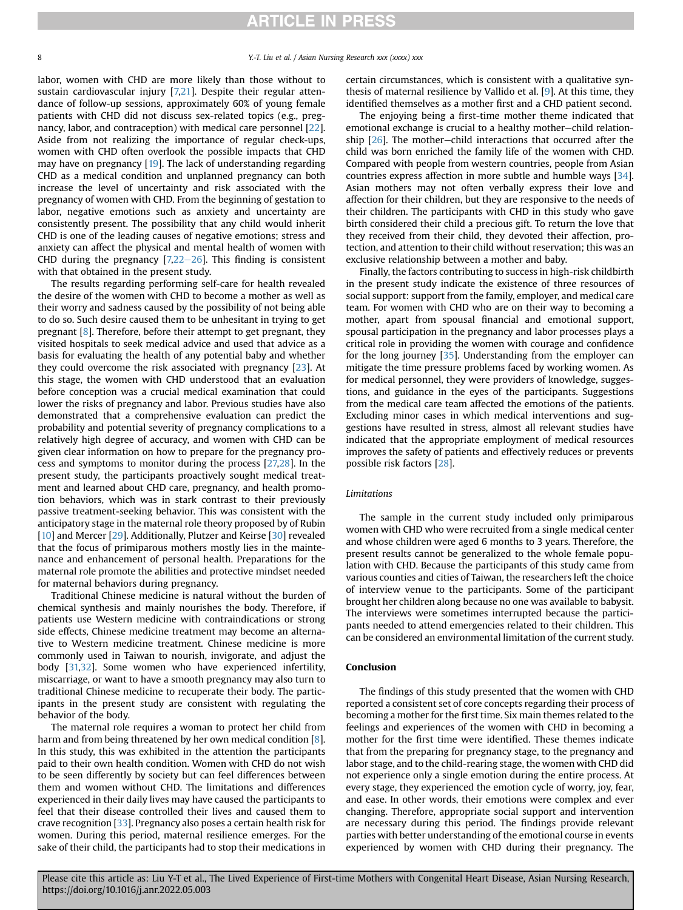labor, women with CHD are more likely than those without to sustain cardiovascular injury [7,21]. Despite their regular attendance of follow-up sessions, approximately 60% of young female patients with CHD did not discuss sex-related topics (e.g., pregnancy, labor, and contraception) with medical care personnel [22]. Aside from not realizing the importance of regular check-ups, women with CHD often overlook the possible impacts that CHD may have on pregnancy [19]. The lack of understanding regarding CHD as a medical condition and unplanned pregnancy can both increase the level of uncertainty and risk associated with the pregnancy of women with CHD. From the beginning of gestation to labor, negative emotions such as anxiety and uncertainty are consistently present. The possibility that any child would inherit CHD is one of the leading causes of negative emotions; stress and anxiety can affect the physical and mental health of women with CHD during the pregnancy [7,22–26]. This finding is consistent with that obtained in the present study.

The results regarding performing self-care for health revealed the desire of the women with CHD to become a mother as well as their worry and sadness caused by the possibility of not being able to do so. Such desire caused them to be unhesitant in trying to get pregnant [8]. Therefore, before their attempt to get pregnant, they visited hospitals to seek medical advice and used that advice as a basis for evaluating the health of any potential baby and whether they could overcome the risk associated with pregnancy [23]. At this stage, the women with CHD understood that an evaluation before conception was a crucial medical examination that could lower the risks of pregnancy and labor. Previous studies have also demonstrated that a comprehensive evaluation can predict the probability and potential severity of pregnancy complications to a relatively high degree of accuracy, and women with CHD can be given clear information on how to prepare for the pregnancy process and symptoms to monitor during the process [27,28]. In the present study, the participants proactively sought medical treatment and learned about CHD care, pregnancy, and health promotion behaviors, which was in stark contrast to their previously passive treatment-seeking behavior. This was consistent with the anticipatory stage in the maternal role theory proposed by of Rubin [10] and Mercer [29]. Additionally, Plutzer and Keirse [30] revealed that the focus of primiparous mothers mostly lies in the maintenance and enhancement of personal health. Preparations for the maternal role promote the abilities and protective mindset needed for maternal behaviors during pregnancy.

Traditional Chinese medicine is natural without the burden of chemical synthesis and mainly nourishes the body. Therefore, if patients use Western medicine with contraindications or strong side effects, Chinese medicine treatment may become an alternative to Western medicine treatment. Chinese medicine is more commonly used in Taiwan to nourish, invigorate, and adjust the body [31,32]. Some women who have experienced infertility, miscarriage, or want to have a smooth pregnancy may also turn to traditional Chinese medicine to recuperate their body. The participants in the present study are consistent with regulating the behavior of the body.

The maternal role requires a woman to protect her child from harm and from being threatened by her own medical condition [8]. In this study, this was exhibited in the attention the participants paid to their own health condition. Women with CHD do not wish to be seen differently by society but can feel differences between them and women without CHD. The limitations and differences experienced in their daily lives may have caused the participants to feel that their disease controlled their lives and caused them to crave recognition [33]. Pregnancy also poses a certain health risk for women. During this period, maternal resilience emerges. For the sake of their child, the participants had to stop their medications in certain circumstances, which is consistent with a qualitative synthesis of maternal resilience by Vallido et al. [9]. At this time, they identified themselves as a mother first and a CHD patient second.

The enjoying being a first-time mother theme indicated that emotional exchange is crucial to a healthy mother–child relationship [26]. The mother–child interactions that occurred after the child was born enriched the family life of the women with CHD. Compared with people from western countries, people from Asian countries express affection in more subtle and humble ways [34]. Asian mothers may not often verbally express their love and affection for their children, but they are responsive to the needs of their children. The participants with CHD in this study who gave birth considered their child a precious gift. To return the love that they received from their child, they devoted their affection, protection, and attention to their child without reservation; this was an exclusive relationship between a mother and baby.

Finally, the factors contributing to success in high-risk childbirth in the present study indicate the existence of three resources of social support: support from the family, employer, and medical care team. For women with CHD who are on their way to becoming a mother, apart from spousal financial and emotional support, spousal participation in the pregnancy and labor processes plays a critical role in providing the women with courage and confidence for the long journey [35]. Understanding from the employer can mitigate the time pressure problems faced by working women. As for medical personnel, they were providers of knowledge, suggestions, and guidance in the eyes of the participants. Suggestions from the medical care team affected the emotions of the patients. Excluding minor cases in which medical interventions and suggestions have resulted in stress, almost all relevant studies have indicated that the appropriate employment of medical resources improves the safety of patients and effectively reduces or prevents possible risk factors [28].

*Limitations*

The sample in the current study included only primiparous women with CHD who were recruited from a single medical center and whose children were aged 6 months to 3 years. Therefore, the present results cannot be generalized to the whole female population with CHD. Because the participants of this study came from various counties and cities of Taiwan, the researchers left the choice of interview venue to the participants. Some of the participant brought her children along because no one was available to babysit. The interviews were sometimes interrupted because the participants needed to attend emergencies related to their children. This can be considered an environmental limitation of the current study.

## Conclusion

The findings of this study presented that the women with CHD reported a consistent set of core concepts regarding their process of becoming a mother for the first time. Six main themes related to the feelings and experiences of the women with CHD in becoming a mother for the first time were identified. These themes indicate that from the preparing for pregnancy stage, to the pregnancy and labor stage, and to the child-rearing stage, the women with CHD did not experience only a single emotion during the entire process. At every stage, they experienced the emotion cycle of worry, joy, fear, and ease. In other words, their emotions were complex and ever changing. Therefore, appropriate social support and intervention are necessary during this period. The findings provide relevant parties with better understanding of the emotional course in events experienced by women with CHD during their pregnancy. The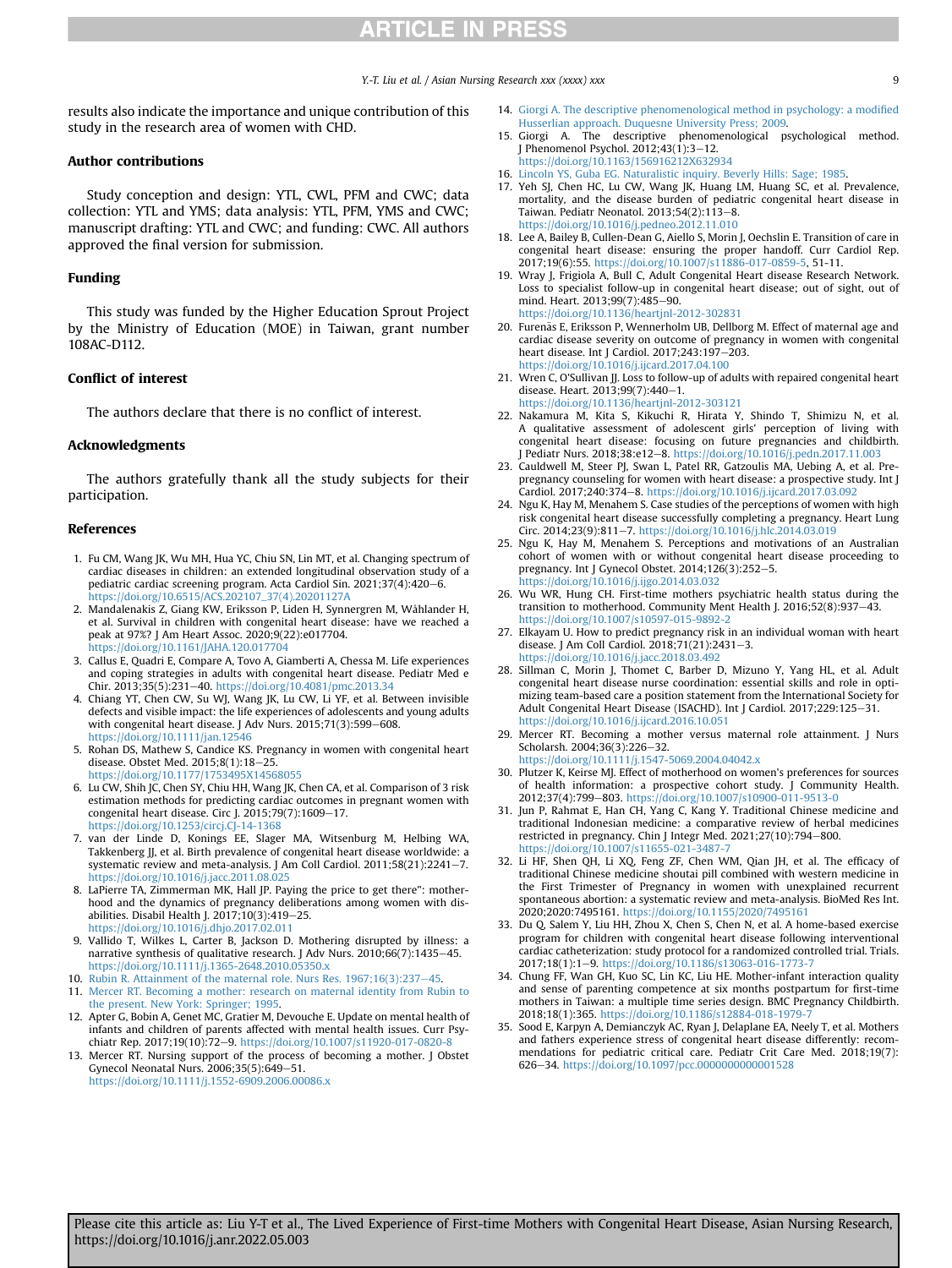results also indicate the importance and unique contribution of this study in the research area of women with CHD.

## Author contributions

Study conception and design: YTL, CWL, PFM and CWC; data collection: YTL and YMS; data analysis: YTL, PFM, YMS and CWC; manuscript drafting: YTL and CWC; and funding: CWC. All authors approved the final version for submission.

## Funding

This study was funded by the Higher Education Sprout Project by the Ministry of Education (MOE) in Taiwan, grant number 108AC-D112.

## Conflict of interest

The authors declare that there is no conflict of interest.

## Acknowledgments

The authors gratefully thank all the study subjects for their participation.

## References

1. Fu CM, Wang JK, Wu MH, Hua YC, Chiu SN, Lin MT, et al. Changing spectrum of cardiac diseases in children: an extended longitudinal observation study of a pediatric cardiac screening program. Acta Cardiol Sin. 2021;37(4):420–6. https://doi.org/10.6515/ACS.202107_37(4).20201127A
2. Mandalenakis Z, Giang KW, Eriksson P, Liden H, Synnergren M, Wåhlander H, et al. Survival in children with congenital heart disease: have we reached a peak at 97%? J Am Heart Assoc. 2020;9(22):e017704. https://doi.org/10.1161/JAHA.120.017704
3. Callus E, Quadri E, Compare A, Tovo A, Giamberti A, Chessa M. Life experiences and coping strategies in adults with congenital heart disease. Pediatr Med e Chir. 2013;35(5):231–40. https://doi.org/10.4081/pmc.2013.34
4. Chiang YT, Chen CW, Su WJ, Wang JK, Lu CW, Li YF, et al. Between invisible defects and visible impact: the life experiences of adolescents and young adults with congenital heart disease. J Adv Nurs. 2015;71(3):599–608. https://doi.org/10.1111/jan.12546
5. Rohan DS, Mathew S, Candice KS. Pregnancy in women with congenital heart disease. Obstet Med. 2015;8(1):18–25. https://doi.org/10.1177/1753495X14568055
6. Lu CW, Shih JC, Chen SY, Chiu HH, Wang JK, Chen CA, et al. Comparison of 3 risk estimation methods for predicting cardiac outcomes in pregnant women with congenital heart disease. Circ J. 2015;79(7):1609–17. https://doi.org/10.1253/circj.CJ-14-1368
7. van der Linde D, Konings EE, Slager MA, Witsenburg M, Helbing WA, Takkenberg JJ, et al. Birth prevalence of congenital heart disease worldwide: a systematic review and meta-analysis. J Am Coll Cardiol. 2011;58(21):2241–7. https://doi.org/10.1016/j.jacc.2011.08.025
8. LaPierre TA, Zimmerman MK, Hall JP. Paying the price to get there": motherhood and the dynamics of pregnancy deliberations among women with disabilities. Disabil Health J. 2017;10(3):419–25. https://doi.org/10.1016/j.dhjo.2017.02.011
9. Vallido T, Wilkes L, Carter B, Jackson D. Mothering disrupted by illness: a narrative synthesis of qualitative research. J Adv Nurs. 2010;66(7):1435–45. https://doi.org/10.1111/j.1365-2648.2010.05350.x
10. Rubin R. Attainment of the maternal role. Nurs Res. 1967;16(3):237–45.
11. Mercer RT. Becoming a mother: research on maternal identity from Rubin to the present. New York: Springer; 1995.
12. Apter G, Bobin A, Genet MC, Gratier M, Devouche E. Update on mental health of infants and children of parents affected with mental health issues. Curr Psychiatr Rep. 2017;19(10):72–9. https://doi.org/10.1007/s11920-017-0820-8
13. Mercer RT. Nursing support of the process of becoming a mother. J Obstet Gynecol Neonatal Nurs. 2006;35(5):649–51. https://doi.org/10.1111/j.1552-6909.2006.00086.x
14. Giorgi A. The descriptive phenomenological method in psychology: a modified Husserlian approach. Duquesne University Press; 2009.
15. Giorgi A. The descriptive phenomenological psychological method. J Phenomenol Psychol. 2012;43(1):3–12. https://doi.org/10.1163/156916212X632934
16. Lincoln YS, Guba EG. Naturalistic inquiry. Beverly Hills: Sage; 1985.
17. Yeh SJ, Chen HC, Lu CW, Wang JK, Huang LM, Huang SC, et al. Prevalence, mortality, and the disease burden of pediatric congenital heart disease in Taiwan. Pediatr Neonatol. 2013;54(2):113–8. https://doi.org/10.1016/j.pedneo.2012.11.010
18. Lee A, Bailey B, Cullen-Dean G, Aiello S, Morin J, Oechslin E. Transition of care in congenital heart disease: ensuring the proper handoff. Curr Cardiol Rep. 2017;19(6):55. https://doi.org/10.1007/s11886-017-0859-5, 51-11.
19. Wray J, Frigiola A, Bull C, Adult Congenital Heart disease Research Network. Loss to specialist follow-up in congenital heart disease; out of sight, out of mind. Heart. 2013;99(7):485–90. https://doi.org/10.1136/heartjnl-2012-302831
20. Furenäs E, Eriksson P, Wennerholm UB, Dellborg M. Effect of maternal age and cardiac disease severity on outcome of pregnancy in women with congenital heart disease. Int J Cardiol. 2017;243:197–203. https://doi.org/10.1016/j.ijcard.2017.04.100
21. Wren C, O'Sullivan JJ. Loss to follow-up of adults with repaired congenital heart disease. Heart. 2013;99(7):440–1. https://doi.org/10.1136/heartjnl-2012-303121
22. Nakamura M, Kita S, Kikuchi R, Hirata Y, Shindo T, Shimizu N, et al. A qualitative assessment of adolescent girls' perception of living with congenital heart disease: focusing on future pregnancies and childbirth. J Pediatr Nurs. 2018;38:e12–8. https://doi.org/10.1016/j.pedn.2017.11.003
23. Cauldwell M, Steer PJ, Swan L, Patel RR, Gatzoulis MA, Uebing A, et al. Pre-pregnancy counseling for women with heart disease: a prospective study. Int J Cardiol. 2017;240:374–8. https://doi.org/10.1016/j.ijcard.2017.03.092
24. Ngu K, Hay M, Menahem S. Case studies of the perceptions of women with high risk congenital heart disease successfully completing a pregnancy. Heart Lung Circ. 2014;23(9):811–7. https://doi.org/10.1016/j.hlc.2014.03.019
25. Ngu K, Hay M, Menahem S. Perceptions and motivations of an Australian cohort of women with or without congenital heart disease proceeding to pregnancy. Int J Gynecol Obstet. 2014;126(3):252–5. https://doi.org/10.1016/j.ijgo.2014.03.032
26. Wu WR, Hung CH. First-time mothers psychiatric health status during the transition to motherhood. Community Ment Health J. 2016;52(8):937–43. https://doi.org/10.1007/s10597-015-9892-2
27. Elkayam U. How to predict pregnancy risk in an individual woman with heart disease. J Am Coll Cardiol. 2018;71(21):2431–3. https://doi.org/10.1016/j.jacc.2018.03.492
28. Sillman C, Morin J, Thomet C, Barber D, Mizuno Y, Yang HL, et al. Adult congenital heart disease nurse coordination: essential skills and role in optimizing team-based care a position statement from the International Society for Adult Congenital Heart Disease (ISACHD). Int J Cardiol. 2017;229:125–31. https://doi.org/10.1016/j.ijcard.2016.10.051
29. Mercer RT. Becoming a mother versus maternal role attainment. J Nurs Scholarsh. 2004;36(3):226–32. https://doi.org/10.1111/j.1547-5069.2004.04042.x
30. Plutzer K, Keirse MJ. Effect of motherhood on women's preferences for sources of health information: a prospective cohort study. J Community Health. 2012;37(4):799–803. https://doi.org/10.1007/s10900-011-9513-0
31. Jun P, Rahmat E, Han CH, Yang C, Kang Y. Traditional Chinese medicine and traditional Indonesian medicine: a comparative review of herbal medicines restricted in pregnancy. Chin J Integr Med. 2021;27(10):794–800. https://doi.org/10.1007/s11655-021-3487-7
32. Li HF, Shen QH, Li XQ, Feng ZF, Chen WM, Qian JH, et al. The efficacy of traditional Chinese medicine shoutai pill combined with western medicine in the First Trimester of Pregnancy in women with unexplained recurrent spontaneous abortion: a systematic review and meta-analysis. BioMed Res Int. 2020;2020:7495161. https://doi.org/10.1155/2020/7495161
33. Du Q, Salem Y, Liu HH, Zhou X, Chen S, Chen N, et al. A home-based exercise program for children with congenital heart disease following interventional cardiac catheterization: study protocol for a randomized controlled trial. Trials. 2017;18(1):1–9. https://doi.org/10.1186/s13063-016-1773-7
34. Chung FF, Wan GH, Kuo SC, Lin KC, Liu HE. Mother-infant interaction quality and sense of parenting competence at six months postpartum for first-time mothers in Taiwan: a multiple time series design. BMC Pregnancy Childbirth. 2018;18(1):365. https://doi.org/10.1186/s12884-018-1979-7
35. Sood E, Karpyn A, Demianczyk AC, Ryan J, Delaplane EA, Neely T, et al. Mothers and fathers experience stress of congenital heart disease differently: recommendations for pediatric critical care. Pediatr Crit Care Med. 2018;19(7):626–34. https://doi.org/10.1097/pcc.0000000000001528

Please cite this article as: Liu Y-T et al., The Lived Experience of First-time Mothers with Congenital Heart Disease, Asian Nursing Research, https://doi.org/10.1016/j.anr.2022.05.003